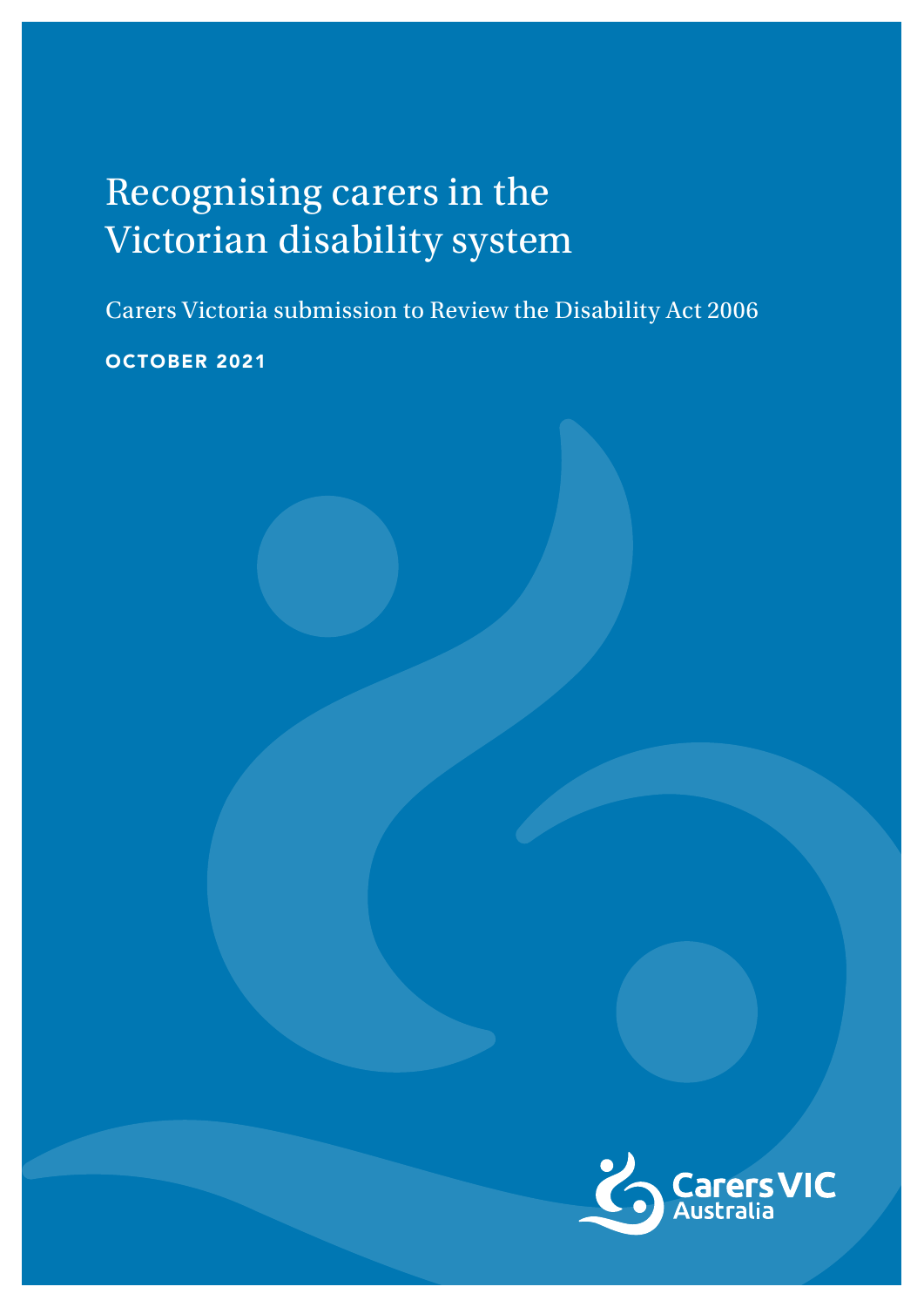# Recognising carers in the Victorian disability system

Carers Victoria submission to Review the Disability Act 2006

**OCTOBER 2021**

Carers VIC Australia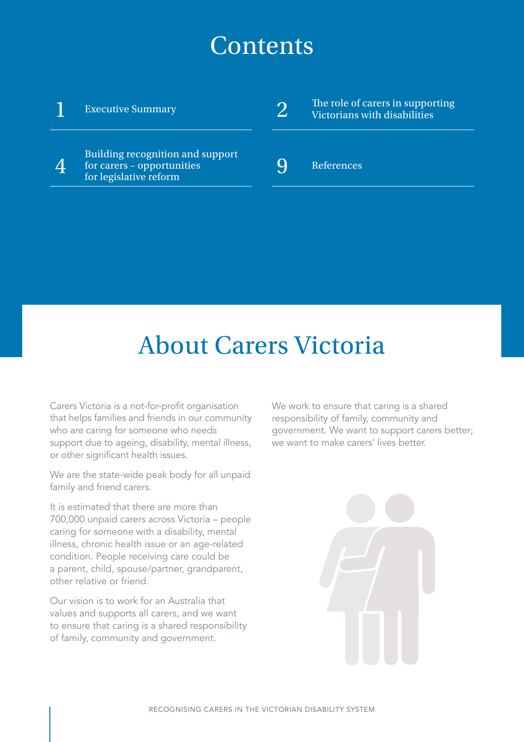# Contents

| | |
|---|---|
| 1 | Executive Summary |
| 2 | The role of carers in supporting Victorians with disabilities |
| 4 | Building recognition and support for carers – opportunities for legislative reform |
| 9 | References |

# About Carers Victoria

Carers Victoria is a not-for-profit organisation that helps families and friends in our community who are caring for someone who needs support due to ageing, disability, mental illness, or other significant health issues.

We are the state-wide peak body for all unpaid family and friend carers.

It is estimated that there are more than 700,000 unpaid carers across Victoria – people caring for someone with a disability, mental illness, chronic health issue or an age-related condition. People receiving care could be a parent, child, spouse/partner, grandparent, other relative or friend.

Our vision is to work for an Australia that values and supports all carers, and we want to ensure that caring is a shared responsibility of family, community and government.

We work to ensure that caring is a shared responsibility of family, community and government. We want to support carers better; we want to make carers' lives better.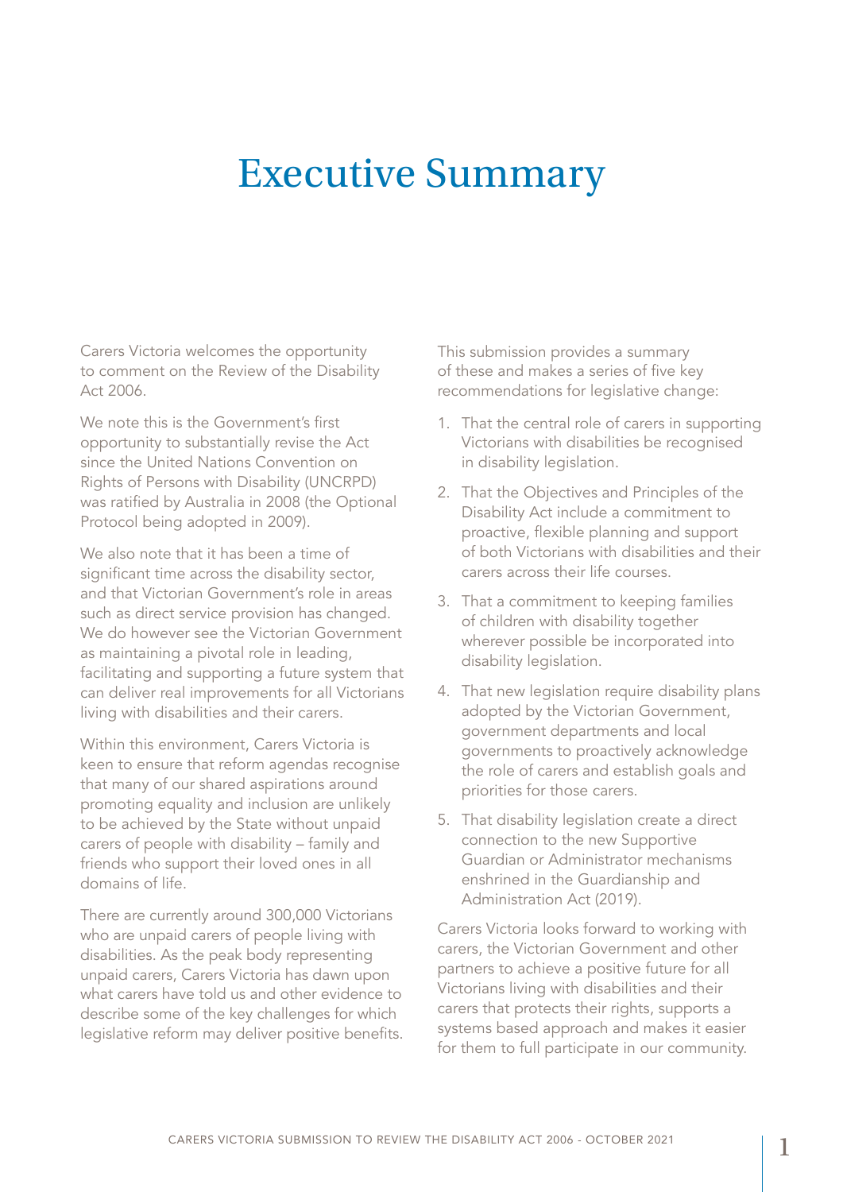# Executive Summary

Carers Victoria welcomes the opportunity to comment on the Review of the Disability Act 2006.

We note this is the Government's first opportunity to substantially revise the Act since the United Nations Convention on Rights of Persons with Disability (UNCRPD) was ratified by Australia in 2008 (the Optional Protocol being adopted in 2009).

We also note that it has been a time of significant time across the disability sector, and that Victorian Government's role in areas such as direct service provision has changed. We do however see the Victorian Government as maintaining a pivotal role in leading, facilitating and supporting a future system that can deliver real improvements for all Victorians living with disabilities and their carers.

Within this environment, Carers Victoria is keen to ensure that reform agendas recognise that many of our shared aspirations around promoting equality and inclusion are unlikely to be achieved by the State without unpaid carers of people with disability – family and friends who support their loved ones in all domains of life.

There are currently around 300,000 Victorians who are unpaid carers of people living with disabilities. As the peak body representing unpaid carers, Carers Victoria has dawn upon what carers have told us and other evidence to describe some of the key challenges for which legislative reform may deliver positive benefits.

This submission provides a summary of these and makes a series of five key recommendations for legislative change:

1. That the central role of carers in supporting Victorians with disabilities be recognised in disability legislation.
2. That the Objectives and Principles of the Disability Act include a commitment to proactive, flexible planning and support of both Victorians with disabilities and their carers across their life courses.
3. That a commitment to keeping families of children with disability together wherever possible be incorporated into disability legislation.
4. That new legislation require disability plans adopted by the Victorian Government, government departments and local governments to proactively acknowledge the role of carers and establish goals and priorities for those carers.
5. That disability legislation create a direct connection to the new Supportive Guardian or Administrator mechanisms enshrined in the Guardianship and Administration Act (2019).

Carers Victoria looks forward to working with carers, the Victorian Government and other partners to achieve a positive future for all Victorians living with disabilities and their carers that protects their rights, supports a systems based approach and makes it easier for them to full participate in our community.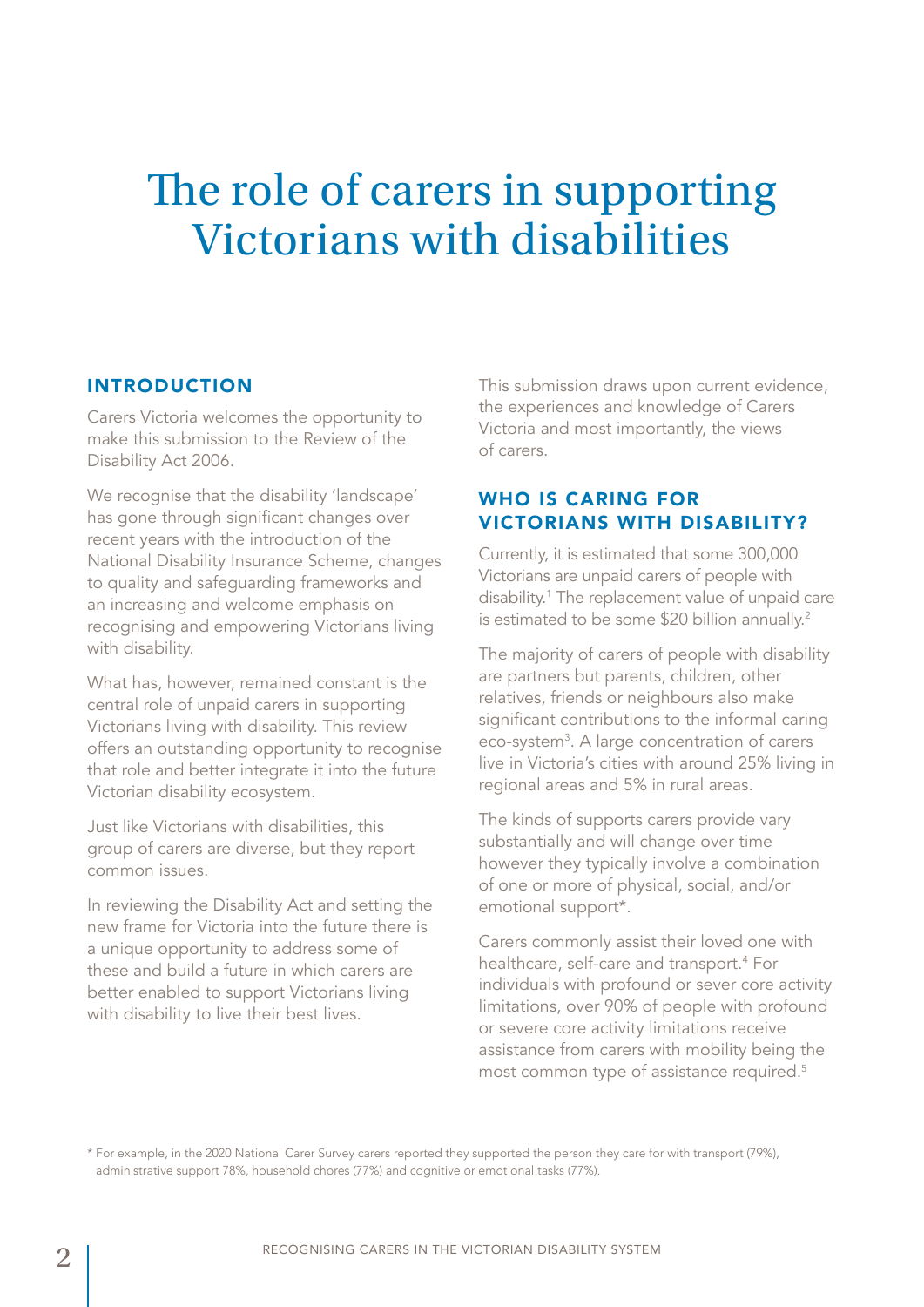# The role of carers in supporting Victorians with disabilities

## INTRODUCTION

Carers Victoria welcomes the opportunity to make this submission to the Review of the Disability Act 2006.

We recognise that the disability 'landscape' has gone through significant changes over recent years with the introduction of the National Disability Insurance Scheme, changes to quality and safeguarding frameworks and an increasing and welcome emphasis on recognising and empowering Victorians living with disability.

What has, however, remained constant is the central role of unpaid carers in supporting Victorians living with disability. This review offers an outstanding opportunity to recognise that role and better integrate it into the future Victorian disability ecosystem.

Just like Victorians with disabilities, this group of carers are diverse, but they report common issues.

In reviewing the Disability Act and setting the new frame for Victoria into the future there is a unique opportunity to address some of these and build a future in which carers are better enabled to support Victorians living with disability to live their best lives.

This submission draws upon current evidence, the experiences and knowledge of Carers Victoria and most importantly, the views of carers.

## WHO IS CARING FOR VICTORIANS WITH DISABILITY?

Currently, it is estimated that some 300,000 Victorians are unpaid carers of people with disability.[1] The replacement value of unpaid care is estimated to be some $20 billion annually.[2]

The majority of carers of people with disability are partners but parents, children, other relatives, friends or neighbours also make significant contributions to the informal caring eco-system[3]. A large concentration of carers live in Victoria's cities with around 25% living in regional areas and 5% in rural areas.

The kinds of supports carers provide vary substantially and will change over time however they typically involve a combination of one or more of physical, social, and/or emotional support*.

Carers commonly assist their loved one with healthcare, self-care and transport.[4] For individuals with profound or sever core activity limitations, over 90% of people with profound or severe core activity limitations receive assistance from carers with mobility being the most common type of assistance required.[5]

* For example, in the 2020 National Carer Survey carers reported they supported the person they care for with transport (79%), administrative support 78%, household chores (77%) and cognitive or emotional tasks (77%).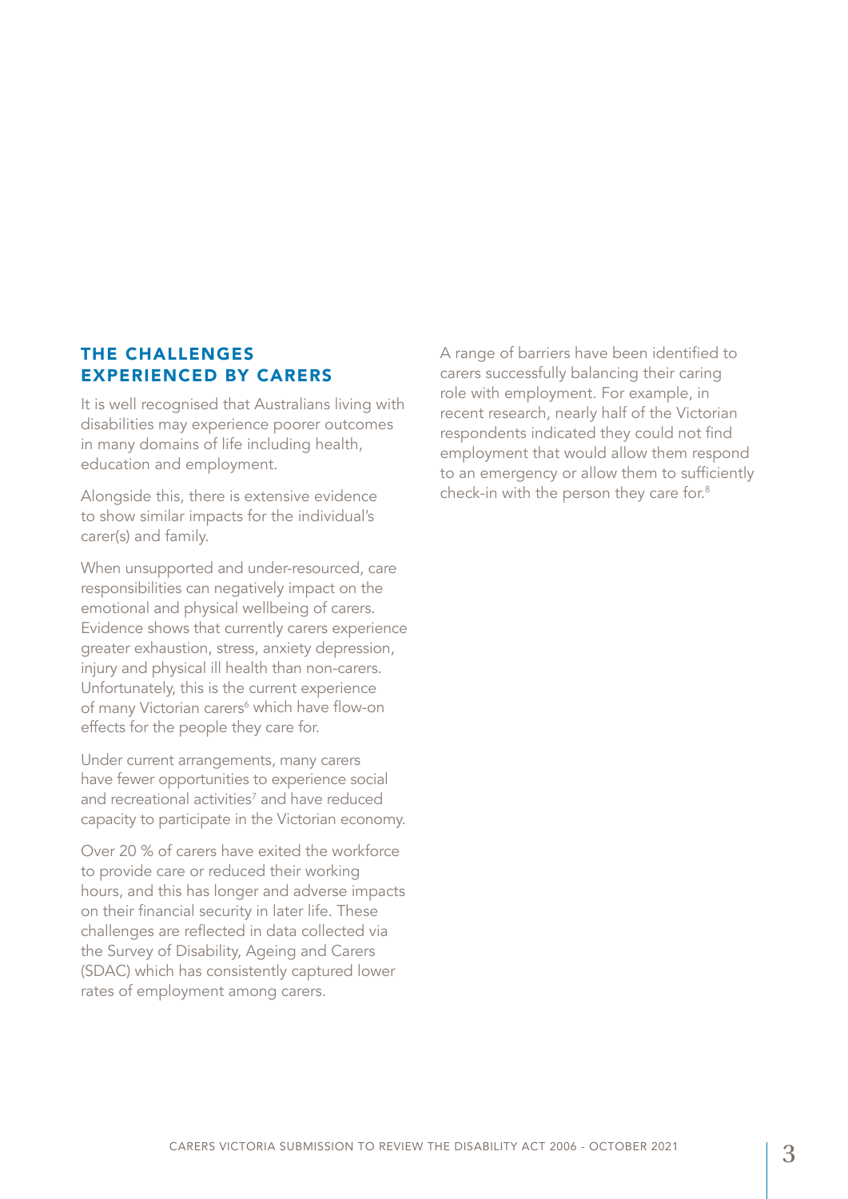## THE CHALLENGES EXPERIENCED BY CARERS

It is well recognised that Australians living with disabilities may experience poorer outcomes in many domains of life including health, education and employment.

Alongside this, there is extensive evidence to show similar impacts for the individual's carer(s) and family.

When unsupported and under-resourced, care responsibilities can negatively impact on the emotional and physical wellbeing of carers. Evidence shows that currently carers experience greater exhaustion, stress, anxiety depression, injury and physical ill health than non-carers. Unfortunately, this is the current experience of many Victorian carers[6] which have flow-on effects for the people they care for.

Under current arrangements, many carers have fewer opportunities to experience social and recreational activities[7] and have reduced capacity to participate in the Victorian economy.

Over 20 % of carers have exited the workforce to provide care or reduced their working hours, and this has longer and adverse impacts on their financial security in later life. These challenges are reflected in data collected via the Survey of Disability, Ageing and Carers (SDAC) which has consistently captured lower rates of employment among carers.

A range of barriers have been identified to carers successfully balancing their caring role with employment. For example, in recent research, nearly half of the Victorian respondents indicated they could not find employment that would allow them respond to an emergency or allow them to sufficiently check-in with the person they care for.[8]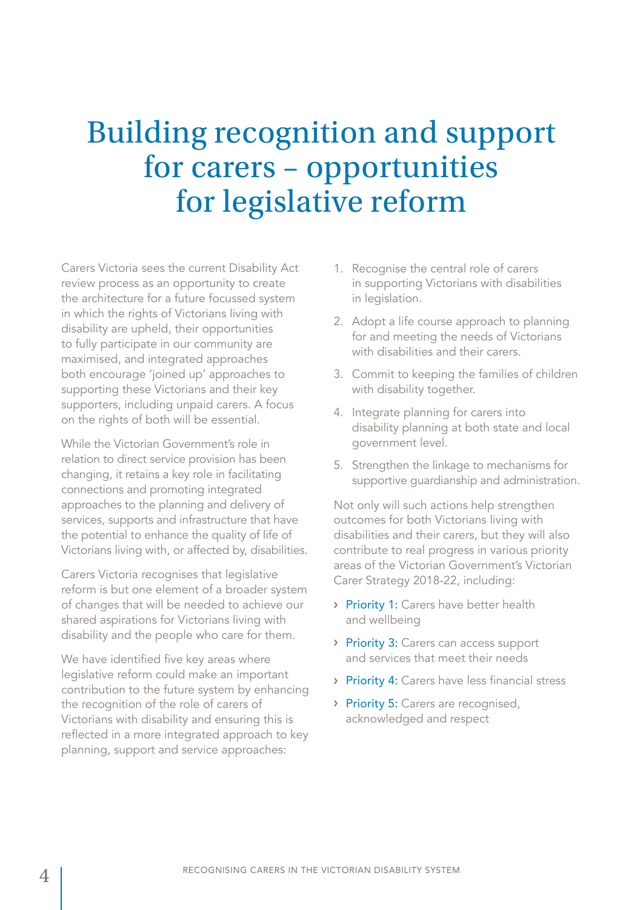# Building recognition and support for carers – opportunities for legislative reform

Carers Victoria sees the current Disability Act review process as an opportunity to create the architecture for a future focussed system in which the rights of Victorians living with disability are upheld, their opportunities to fully participate in our community are maximised, and integrated approaches both encourage 'joined up' approaches to supporting these Victorians and their key supporters, including unpaid carers. A focus on the rights of both will be essential.

While the Victorian Government's role in relation to direct service provision has been changing, it retains a key role in facilitating connections and promoting integrated approaches to the planning and delivery of services, supports and infrastructure that have the potential to enhance the quality of life of Victorians living with, or affected by, disabilities.

Carers Victoria recognises that legislative reform is but one element of a broader system of changes that will be needed to achieve our shared aspirations for Victorians living with disability and the people who care for them.

We have identified five key areas where legislative reform could make an important contribution to the future system by enhancing the recognition of the role of carers of Victorians with disability and ensuring this is reflected in a more integrated approach to key planning, support and service approaches:

1. Recognise the central role of carers in supporting Victorians with disabilities in legislation.
2. Adopt a life course approach to planning for and meeting the needs of Victorians with disabilities and their carers.
3. Commit to keeping the families of children with disability together.
4. Integrate planning for carers into disability planning at both state and local government level.
5. Strengthen the linkage to mechanisms for supportive guardianship and administration.

Not only will such actions help strengthen outcomes for both Victorians living with disabilities and their carers, but they will also contribute to real progress in various priority areas of the Victorian Government's Victorian Carer Strategy 2018-22, including:

- **Priority 1:** Carers have better health and wellbeing
- **Priority 3:** Carers can access support and services that meet their needs
- **Priority 4:** Carers have less financial stress
- **Priority 5:** Carers are recognised, acknowledged and respect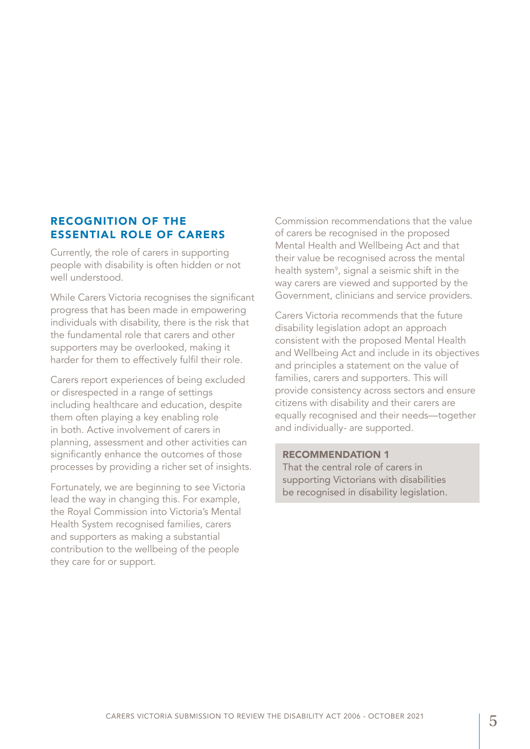## RECOGNITION OF THE ESSENTIAL ROLE OF CARERS

Currently, the role of carers in supporting people with disability is often hidden or not well understood.

While Carers Victoria recognises the significant progress that has been made in empowering individuals with disability, there is the risk that the fundamental role that carers and other supporters may be overlooked, making it harder for them to effectively fulfil their role.

Carers report experiences of being excluded or disrespected in a range of settings including healthcare and education, despite them often playing a key enabling role in both. Active involvement of carers in planning, assessment and other activities can significantly enhance the outcomes of those processes by providing a richer set of insights.

Fortunately, we are beginning to see Victoria lead the way in changing this. For example, the Royal Commission into Victoria's Mental Health System recognised families, carers and supporters as making a substantial contribution to the wellbeing of the people they care for or support. Commission recommendations that the value of carers be recognised in the proposed Mental Health and Wellbeing Act and that their value be recognised across the mental health system[9], signal a seismic shift in the way carers are viewed and supported by the Government, clinicians and service providers.

Carers Victoria recommends that the future disability legislation adopt an approach consistent with the proposed Mental Health and Wellbeing Act and include in its objectives and principles a statement on the value of families, carers and supporters. This will provide consistency across sectors and ensure citizens with disability and their carers are equally recognised and their needs—together and individually- are supported.

**RECOMMENDATION 1**
That the central role of carers in supporting Victorians with disabilities be recognised in disability legislation.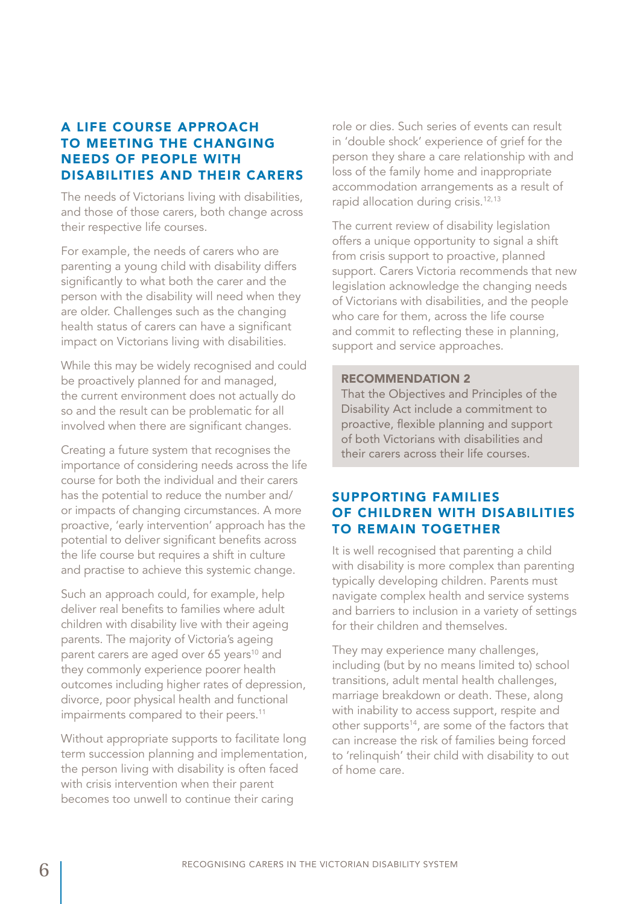## A LIFE COURSE APPROACH TO MEETING THE CHANGING NEEDS OF PEOPLE WITH DISABILITIES AND THEIR CARERS

The needs of Victorians living with disabilities, and those of those carers, both change across their respective life courses.

For example, the needs of carers who are parenting a young child with disability differs significantly to what both the carer and the person with the disability will need when they are older. Challenges such as the changing health status of carers can have a significant impact on Victorians living with disabilities.

While this may be widely recognised and could be proactively planned for and managed, the current environment does not actually do so and the result can be problematic for all involved when there are significant changes.

Creating a future system that recognises the importance of considering needs across the life course for both the individual and their carers has the potential to reduce the number and/or impacts of changing circumstances. A more proactive, 'early intervention' approach has the potential to deliver significant benefits across the life course but requires a shift in culture and practise to achieve this systemic change.

Such an approach could, for example, help deliver real benefits to families where adult children with disability live with their ageing parents. The majority of Victoria's ageing parent carers are aged over 65 years[10] and they commonly experience poorer health outcomes including higher rates of depression, divorce, poor physical health and functional impairments compared to their peers.[11]

Without appropriate supports to facilitate long term succession planning and implementation, the person living with disability is often faced with crisis intervention when their parent becomes too unwell to continue their caring role or dies. Such series of events can result in 'double shock' experience of grief for the person they share a care relationship with and loss of the family home and inappropriate accommodation arrangements as a result of rapid allocation during crisis.[12,13]

The current review of disability legislation offers a unique opportunity to signal a shift from crisis support to proactive, planned support. Carers Victoria recommends that new legislation acknowledge the changing needs of Victorians with disabilities, and the people who care for them, across the life course and commit to reflecting these in planning, support and service approaches.

> **RECOMMENDATION 2**
> That the Objectives and Principles of the Disability Act include a commitment to proactive, flexible planning and support of both Victorians with disabilities and their carers across their life courses.

## SUPPORTING FAMILIES OF CHILDREN WITH DISABILITIES TO REMAIN TOGETHER

It is well recognised that parenting a child with disability is more complex than parenting typically developing children. Parents must navigate complex health and service systems and barriers to inclusion in a variety of settings for their children and themselves.

They may experience many challenges, including (but by no means limited to) school transitions, adult mental health challenges, marriage breakdown or death. These, along with inability to access support, respite and other supports[14], are some of the factors that can increase the risk of families being forced to 'relinquish' their child with disability to out of home care.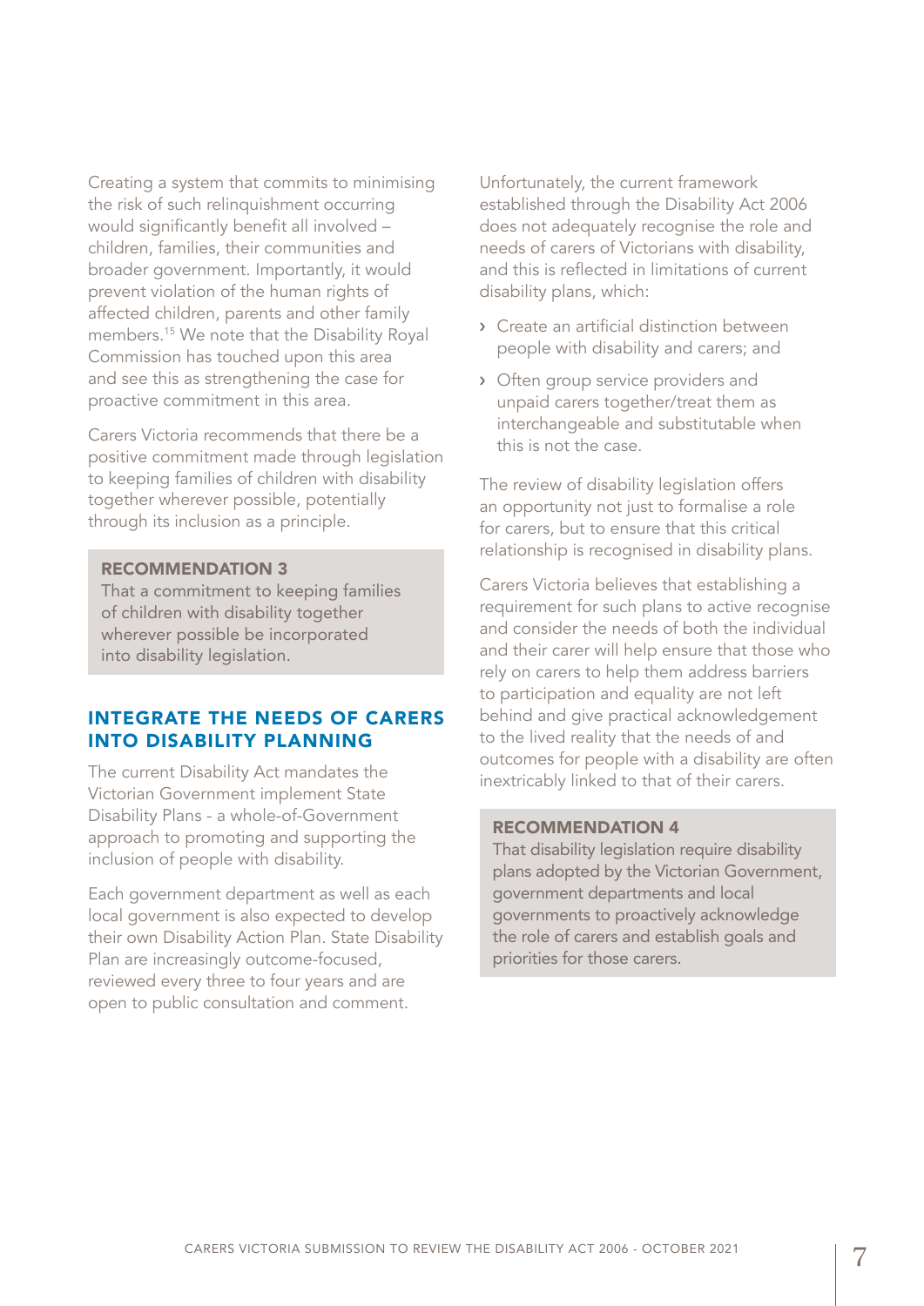Creating a system that commits to minimising the risk of such relinquishment occurring would significantly benefit all involved – children, families, their communities and broader government. Importantly, it would prevent violation of the human rights of affected children, parents and other family members.[15] We note that the Disability Royal Commission has touched upon this area and see this as strengthening the case for proactive commitment in this area.

Carers Victoria recommends that there be a positive commitment made through legislation to keeping families of children with disability together wherever possible, potentially through its inclusion as a principle.

**RECOMMENDATION 3**
That a commitment to keeping families of children with disability together wherever possible be incorporated into disability legislation.

## INTEGRATE THE NEEDS OF CARERS INTO DISABILITY PLANNING

The current Disability Act mandates the Victorian Government implement State Disability Plans - a whole-of-Government approach to promoting and supporting the inclusion of people with disability.

Each government department as well as each local government is also expected to develop their own Disability Action Plan. State Disability Plan are increasingly outcome-focused, reviewed every three to four years and are open to public consultation and comment.

Unfortunately, the current framework established through the Disability Act 2006 does not adequately recognise the role and needs of carers of Victorians with disability, and this is reflected in limitations of current disability plans, which:

- Create an artificial distinction between people with disability and carers; and
- Often group service providers and unpaid carers together/treat them as interchangeable and substitutable when this is not the case.

The review of disability legislation offers an opportunity not just to formalise a role for carers, but to ensure that this critical relationship is recognised in disability plans.

Carers Victoria believes that establishing a requirement for such plans to active recognise and consider the needs of both the individual and their carer will help ensure that those who rely on carers to help them address barriers to participation and equality are not left behind and give practical acknowledgement to the lived reality that the needs of and outcomes for people with a disability are often inextricably linked to that of their carers.

**RECOMMENDATION 4**
That disability legislation require disability plans adopted by the Victorian Government, government departments and local governments to proactively acknowledge the role of carers and establish goals and priorities for those carers.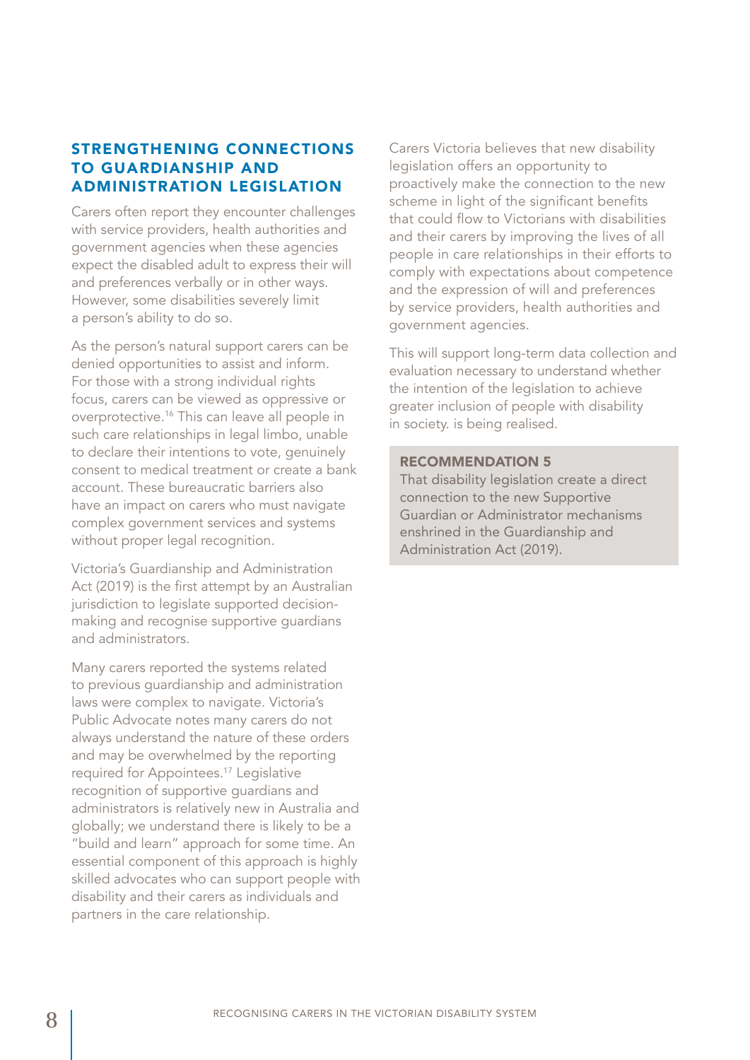## STRENGTHENING CONNECTIONS TO GUARDIANSHIP AND ADMINISTRATION LEGISLATION

Carers often report they encounter challenges with service providers, health authorities and government agencies when these agencies expect the disabled adult to express their will and preferences verbally or in other ways. However, some disabilities severely limit a person's ability to do so.

As the person's natural support carers can be denied opportunities to assist and inform. For those with a strong individual rights focus, carers can be viewed as oppressive or overprotective.[16] This can leave all people in such care relationships in legal limbo, unable to declare their intentions to vote, genuinely consent to medical treatment or create a bank account. These bureaucratic barriers also have an impact on carers who must navigate complex government services and systems without proper legal recognition.

Victoria's Guardianship and Administration Act (2019) is the first attempt by an Australian jurisdiction to legislate supported decision-making and recognise supportive guardians and administrators.

Many carers reported the systems related to previous guardianship and administration laws were complex to navigate. Victoria's Public Advocate notes many carers do not always understand the nature of these orders and may be overwhelmed by the reporting required for Appointees.[17] Legislative recognition of supportive guardians and administrators is relatively new in Australia and globally; we understand there is likely to be a "build and learn" approach for some time. An essential component of this approach is highly skilled advocates who can support people with disability and their carers as individuals and partners in the care relationship.

Carers Victoria believes that new disability legislation offers an opportunity to proactively make the connection to the new scheme in light of the significant benefits that could flow to Victorians with disabilities and their carers by improving the lives of all people in care relationships in their efforts to comply with expectations about competence and the expression of will and preferences by service providers, health authorities and government agencies.

This will support long-term data collection and evaluation necessary to understand whether the intention of the legislation to achieve greater inclusion of people with disability in society. is being realised.

> **RECOMMENDATION 5**
> That disability legislation create a direct connection to the new Supportive Guardian or Administrator mechanisms enshrined in the Guardianship and Administration Act (2019).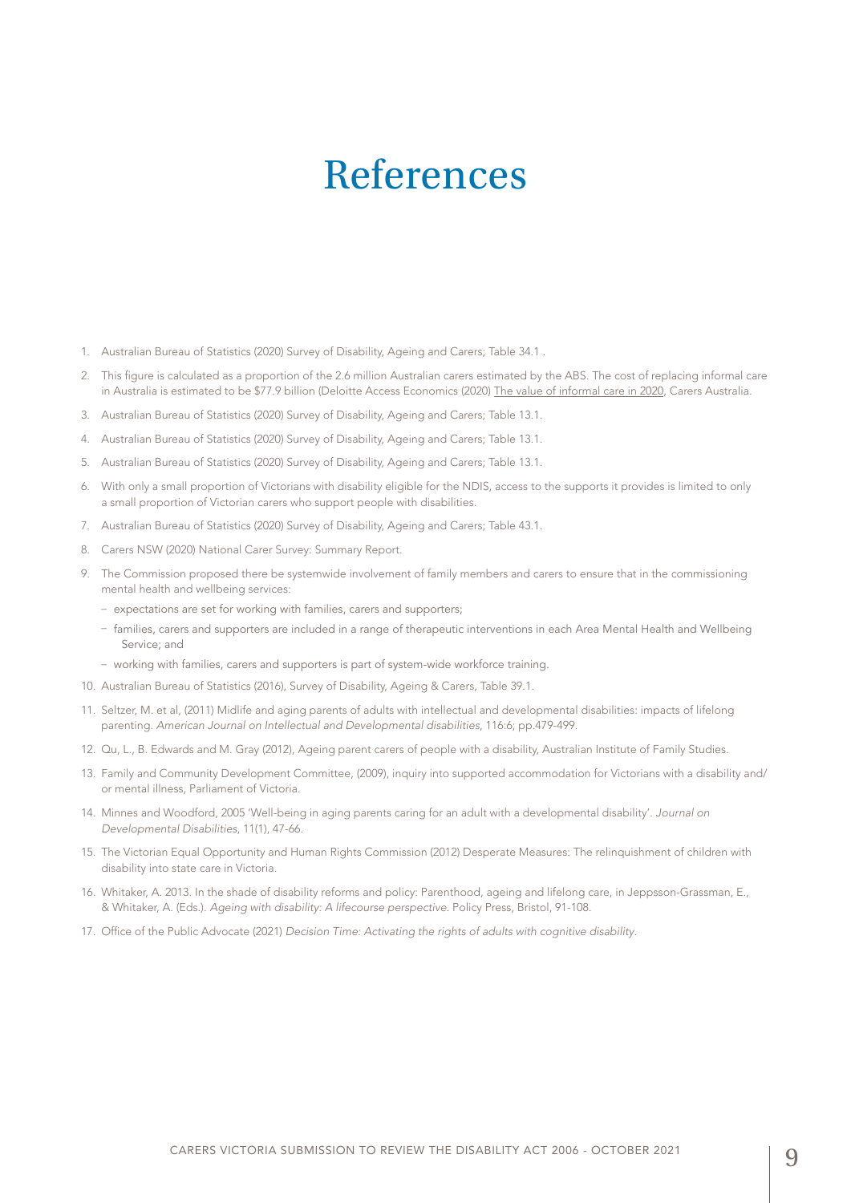# References

1. Australian Bureau of Statistics (2020) Survey of Disability, Ageing and Carers; Table 34.1 .
2. This figure is calculated as a proportion of the 2.6 million Australian carers estimated by the ABS. The cost of replacing informal care in Australia is estimated to be $77.9 billion (Deloitte Access Economics (2020) The value of informal care in 2020, Carers Australia.
3. Australian Bureau of Statistics (2020) Survey of Disability, Ageing and Carers; Table 13.1.
4. Australian Bureau of Statistics (2020) Survey of Disability, Ageing and Carers; Table 13.1.
5. Australian Bureau of Statistics (2020) Survey of Disability, Ageing and Carers; Table 13.1.
6. With only a small proportion of Victorians with disability eligible for the NDIS, access to the supports it provides is limited to only a small proportion of Victorian carers who support people with disabilities.
7. Australian Bureau of Statistics (2020) Survey of Disability, Ageing and Carers; Table 43.1.
8. Carers NSW (2020) National Carer Survey: Summary Report.
9. The Commission proposed there be systemwide involvement of family members and carers to ensure that in the commissioning mental health and wellbeing services:
   - expectations are set for working with families, carers and supporters;
   - families, carers and supporters are included in a range of therapeutic interventions in each Area Mental Health and Wellbeing Service; and
   - working with families, carers and supporters is part of system-wide workforce training.
10. Australian Bureau of Statistics (2016), Survey of Disability, Ageing & Carers, Table 39.1.
11. Seltzer, M. et al, (2011) Midlife and aging parents of adults with intellectual and developmental disabilities: impacts of lifelong parenting. *American Journal on Intellectual and Developmental disabilities*, 116:6; pp.479-499.
12. Qu, L., B. Edwards and M. Gray (2012), Ageing parent carers of people with a disability, Australian Institute of Family Studies.
13. Family and Community Development Committee, (2009), inquiry into supported accommodation for Victorians with a disability and/ or mental illness, Parliament of Victoria.
14. Minnes and Woodford, 2005 'Well-being in aging parents caring for an adult with a developmental disability'. *Journal on Developmental Disabilities*, 11(1), 47-66.
15. The Victorian Equal Opportunity and Human Rights Commission (2012) Desperate Measures: The relinquishment of children with disability into state care in Victoria.
16. Whitaker, A. 2013. In the shade of disability reforms and policy: Parenthood, ageing and lifelong care, in Jeppsson-Grassman, E., & Whitaker, A. (Eds.). *Ageing with disability: A lifecourse perspective*. Policy Press, Bristol, 91-108.
17. Office of the Public Advocate (2021) *Decision Time: Activating the rights of adults with cognitive disability*.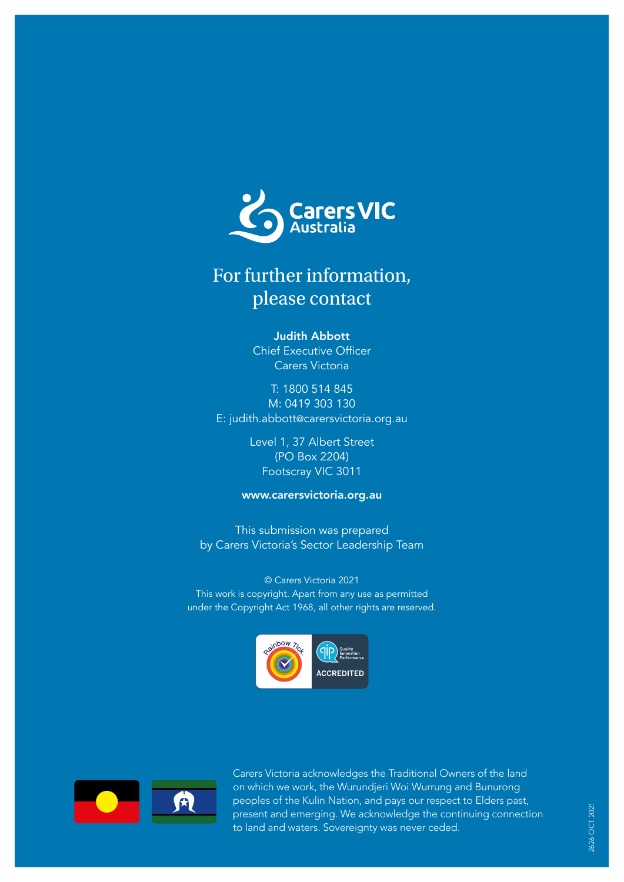Carers VIC Australia

# For further information, please contact

**Judith Abbott**
Chief Executive Officer
Carers Victoria

T: 1800 514 845
M: 0419 303 130
E: judith.abbott@carersvictoria.org.au

Level 1, 37 Albert Street
(PO Box 2204)
Footscray VIC 3011

**www.carersvictoria.org.au**

This submission was prepared
by Carers Victoria's Sector Leadership Team

© Carers Victoria 2021
This work is copyright. Apart from any use as permitted
under the Copyright Act 1968, all other rights are reserved.

Rainbow Tick | QIP Quality Innovation Performance ACCREDITED

Carers Victoria acknowledges the Traditional Owners of the land on which we work, the Wurundjeri Woi Wurrung and Bunurong peoples of the Kulin Nation, and pays our respect to Elders past, present and emerging. We acknowledge the continuing connection to land and waters. Sovereignty was never ceded.

2626 OCT 2021